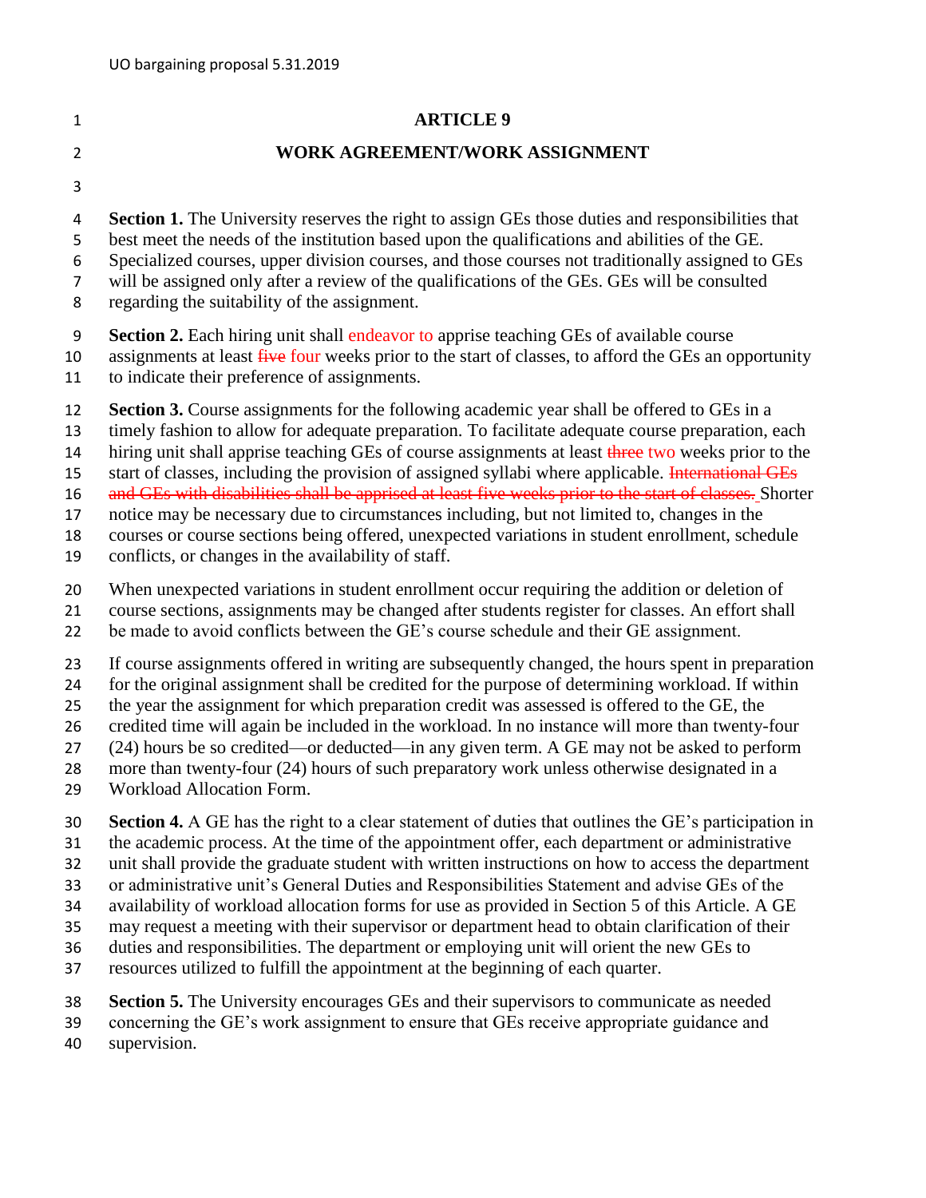# ARTICLE 9

## WORK AGREEMENT/WORK ASSIGNMENT

**Section 1.** The University reserves the right to assign GEs those duties and responsibilities that best meet the needs of the institution based upon the qualifications and abilities of the GE. Specialized courses, upper division courses, and those courses not traditionally assigned to GEs will be assigned only after a review of the qualifications of the GEs. GEs will be consulted regarding the suitability of the assignment.

**Section 2.** Each hiring unit shall endeavor to apprise teaching GEs of available course assignments at least ~~five~~ four weeks prior to the start of classes, to afford the GEs an opportunity to indicate their preference of assignments.

**Section 3.** Course assignments for the following academic year shall be offered to GEs in a timely fashion to allow for adequate preparation. To facilitate adequate course preparation, each hiring unit shall apprise teaching GEs of course assignments at least ~~three~~ two weeks prior to the start of classes, including the provision of assigned syllabi where applicable. ~~International GEs and GEs with disabilities shall be apprised at least five weeks prior to the start of classes.~~ Shorter notice may be necessary due to circumstances including, but not limited to, changes in the courses or course sections being offered, unexpected variations in student enrollment, schedule conflicts, or changes in the availability of staff.

When unexpected variations in student enrollment occur requiring the addition or deletion of course sections, assignments may be changed after students register for classes. An effort shall be made to avoid conflicts between the GE's course schedule and their GE assignment.

If course assignments offered in writing are subsequently changed, the hours spent in preparation for the original assignment shall be credited for the purpose of determining workload. If within the year the assignment for which preparation credit was assessed is offered to the GE, the credited time will again be included in the workload. In no instance will more than twenty-four (24) hours be so credited—or deducted—in any given term. A GE may not be asked to perform more than twenty-four (24) hours of such preparatory work unless otherwise designated in a Workload Allocation Form.

**Section 4.** A GE has the right to a clear statement of duties that outlines the GE's participation in the academic process. At the time of the appointment offer, each department or administrative unit shall provide the graduate student with written instructions on how to access the department or administrative unit's General Duties and Responsibilities Statement and advise GEs of the availability of workload allocation forms for use as provided in Section 5 of this Article. A GE may request a meeting with their supervisor or department head to obtain clarification of their duties and responsibilities. The department or employing unit will orient the new GEs to resources utilized to fulfill the appointment at the beginning of each quarter.

**Section 5.** The University encourages GEs and their supervisors to communicate as needed concerning the GE's work assignment to ensure that GEs receive appropriate guidance and supervision.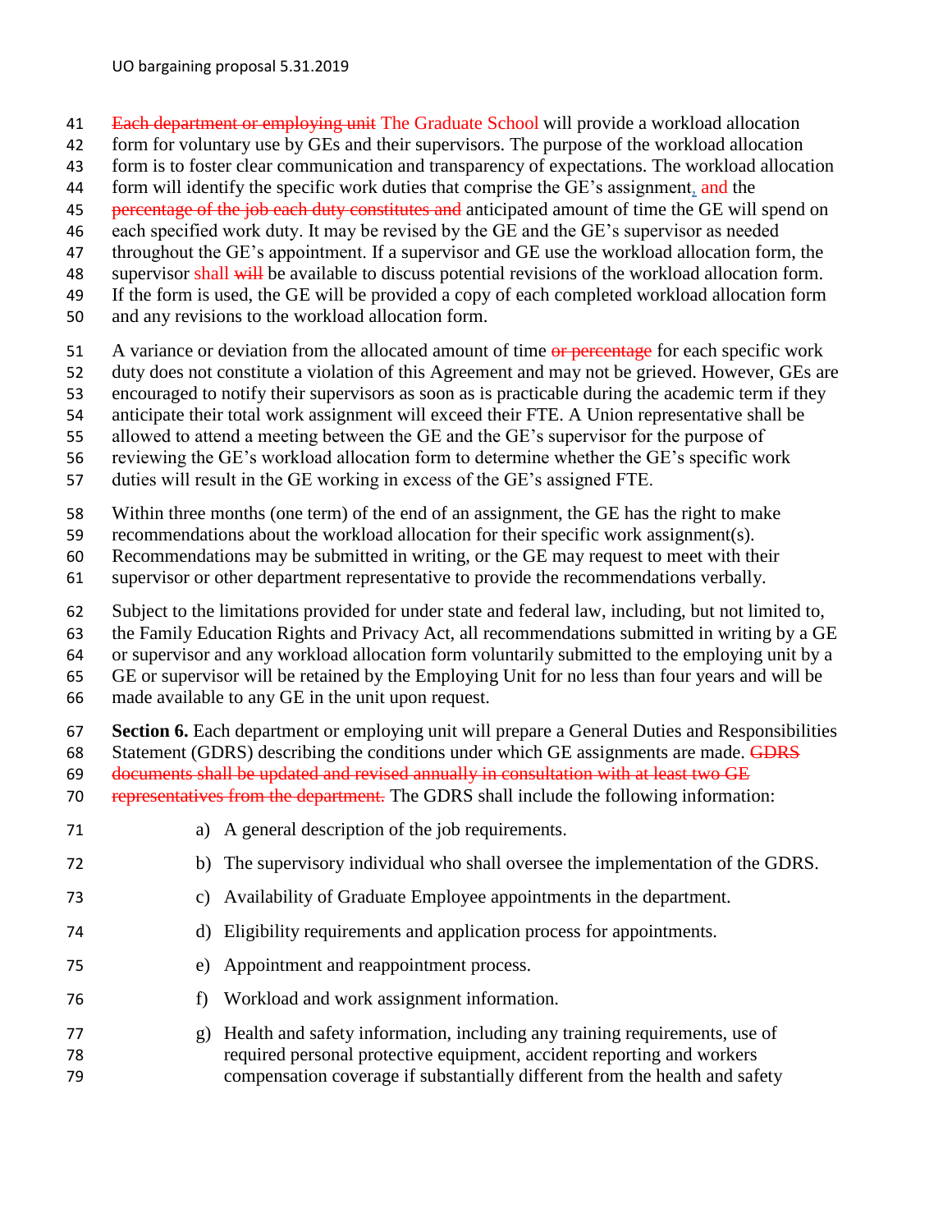~~Each department or employing unit~~ The Graduate School will provide a workload allocation form for voluntary use by GEs and their supervisors. The purpose of the workload allocation form is to foster clear communication and transparency of expectations. The workload allocation form will identify the specific work duties that comprise the GE's assignment, and the ~~percentage of the job each duty constitutes and~~ anticipated amount of time the GE will spend on each specified work duty. It may be revised by the GE and the GE's supervisor as needed throughout the GE's appointment. If a supervisor and GE use the workload allocation form, the supervisor shall ~~will~~ be available to discuss potential revisions of the workload allocation form. If the form is used, the GE will be provided a copy of each completed workload allocation form and any revisions to the workload allocation form.

A variance or deviation from the allocated amount of time ~~or percentage~~ for each specific work duty does not constitute a violation of this Agreement and may not be grieved. However, GEs are encouraged to notify their supervisors as soon as is practicable during the academic term if they anticipate their total work assignment will exceed their FTE. A Union representative shall be allowed to attend a meeting between the GE and the GE's supervisor for the purpose of reviewing the GE's workload allocation form to determine whether the GE's specific work duties will result in the GE working in excess of the GE's assigned FTE.

Within three months (one term) of the end of an assignment, the GE has the right to make recommendations about the workload allocation for their specific work assignment(s). Recommendations may be submitted in writing, or the GE may request to meet with their supervisor or other department representative to provide the recommendations verbally.

Subject to the limitations provided for under state and federal law, including, but not limited to, the Family Education Rights and Privacy Act, all recommendations submitted in writing by a GE or supervisor and any workload allocation form voluntarily submitted to the employing unit by a GE or supervisor will be retained by the Employing Unit for no less than four years and will be made available to any GE in the unit upon request.

**Section 6.** Each department or employing unit will prepare a General Duties and Responsibilities Statement (GDRS) describing the conditions under which GE assignments are made. ~~GDRS documents shall be updated and revised annually in consultation with at least two GE representatives from the department.~~ The GDRS shall include the following information:

a) A general description of the job requirements.

b) The supervisory individual who shall oversee the implementation of the GDRS.

c) Availability of Graduate Employee appointments in the department.

d) Eligibility requirements and application process for appointments.

e) Appointment and reappointment process.

f) Workload and work assignment information.

g) Health and safety information, including any training requirements, use of required personal protective equipment, accident reporting and workers compensation coverage if substantially different from the health and safety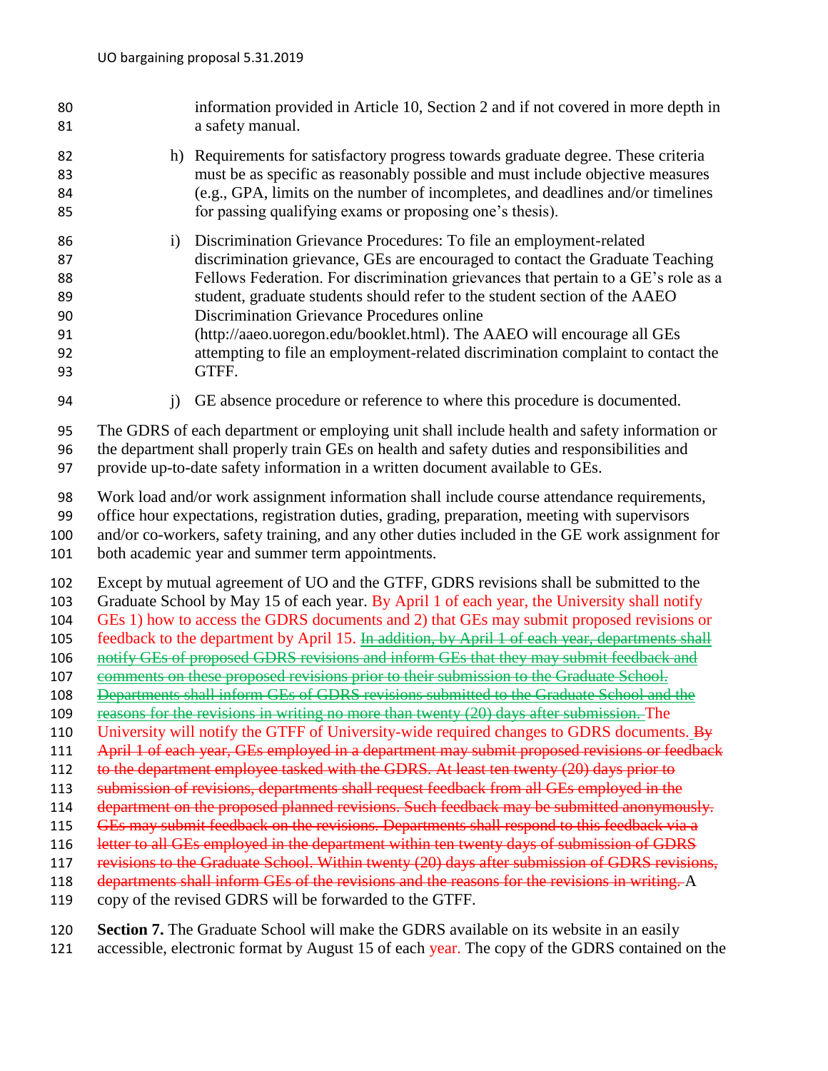information provided in Article 10, Section 2 and if not covered in more depth in a safety manual.

h) Requirements for satisfactory progress towards graduate degree. These criteria must be as specific as reasonably possible and must include objective measures (e.g., GPA, limits on the number of incompletes, and deadlines and/or timelines for passing qualifying exams or proposing one's thesis).

i) Discrimination Grievance Procedures: To file an employment-related discrimination grievance, GEs are encouraged to contact the Graduate Teaching Fellows Federation. For discrimination grievances that pertain to a GE's role as a student, graduate students should refer to the student section of the AAEO Discrimination Grievance Procedures online (http://aaeo.uoregon.edu/booklet.html). The AAEO will encourage all GEs attempting to file an employment-related discrimination complaint to contact the GTFF.

j) GE absence procedure or reference to where this procedure is documented.

The GDRS of each department or employing unit shall include health and safety information or the department shall properly train GEs on health and safety duties and responsibilities and provide up-to-date safety information in a written document available to GEs.

Work load and/or work assignment information shall include course attendance requirements, office hour expectations, registration duties, grading, preparation, meeting with supervisors and/or co-workers, safety training, and any other duties included in the GE work assignment for both academic year and summer term appointments.

Except by mutual agreement of UO and the GTFF, GDRS revisions shall be submitted to the Graduate School by May 15 of each year. By April 1 of each year, the University shall notify GEs 1) how to access the GDRS documents and 2) that GEs may submit proposed revisions or feedback to the department by April 15. ~~In addition, by April 1 of each year, departments shall notify GEs of proposed GDRS revisions and inform GEs that they may submit feedback and comments on these proposed revisions prior to their submission to the Graduate School. Departments shall inform GEs of GDRS revisions submitted to the Graduate School and the reasons for the revisions in writing no more than twenty (20) days after submission.~~ The University will notify the GTFF of University-wide required changes to GDRS documents. ~~By April 1 of each year, GEs employed in a department may submit proposed revisions or feedback to the department employee tasked with the GDRS. At least ten twenty (20) days prior to submission of revisions, departments shall request feedback from all GEs employed in the department on the proposed planned revisions. Such feedback may be submitted anonymously. GEs may submit feedback on the revisions. Departments shall respond to this feedback via a letter to all GEs employed in the department within ten twenty days of submission of GDRS revisions to the Graduate School. Within twenty (20) days after submission of GDRS revisions, departments shall inform GEs of the revisions and the reasons for the revisions in writing.~~ A copy of the revised GDRS will be forwarded to the GTFF.

**Section 7.** The Graduate School will make the GDRS available on its website in an easily accessible, electronic format by August 15 of each year. The copy of the GDRS contained on the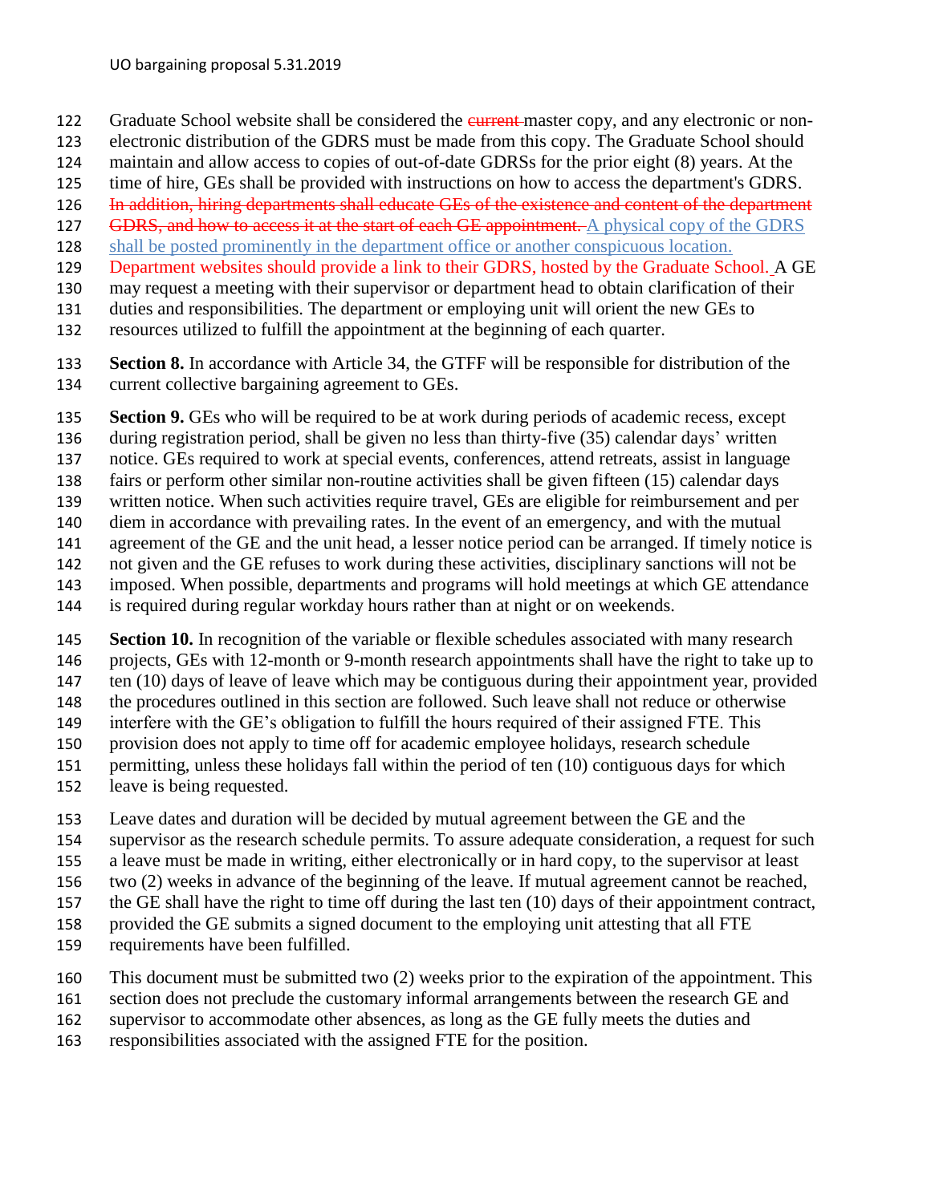Graduate School website shall be considered the ~~current~~ master copy, and any electronic or non-electronic distribution of the GDRS must be made from this copy. The Graduate School should maintain and allow access to copies of out-of-date GDRSs for the prior eight (8) years. At the time of hire, GEs shall be provided with instructions on how to access the department's GDRS. ~~In addition, hiring departments shall educate GEs of the existence and content of the department GDRS, and how to access it at the start of each GE appointment.~~ A physical copy of the GDRS shall be posted prominently in the department office or another conspicuous location. Department websites should provide a link to their GDRS, hosted by the Graduate School. A GE may request a meeting with their supervisor or department head to obtain clarification of their duties and responsibilities. The department or employing unit will orient the new GEs to resources utilized to fulfill the appointment at the beginning of each quarter.

**Section 8.** In accordance with Article 34, the GTFF will be responsible for distribution of the current collective bargaining agreement to GEs.

**Section 9.** GEs who will be required to be at work during periods of academic recess, except during registration period, shall be given no less than thirty-five (35) calendar days' written notice. GEs required to work at special events, conferences, attend retreats, assist in language fairs or perform other similar non-routine activities shall be given fifteen (15) calendar days written notice. When such activities require travel, GEs are eligible for reimbursement and per diem in accordance with prevailing rates. In the event of an emergency, and with the mutual agreement of the GE and the unit head, a lesser notice period can be arranged. If timely notice is not given and the GE refuses to work during these activities, disciplinary sanctions will not be imposed. When possible, departments and programs will hold meetings at which GE attendance is required during regular workday hours rather than at night or on weekends.

**Section 10.** In recognition of the variable or flexible schedules associated with many research projects, GEs with 12-month or 9-month research appointments shall have the right to take up to ten (10) days of leave of leave which may be contiguous during their appointment year, provided the procedures outlined in this section are followed. Such leave shall not reduce or otherwise interfere with the GE's obligation to fulfill the hours required of their assigned FTE. This provision does not apply to time off for academic employee holidays, research schedule permitting, unless these holidays fall within the period of ten (10) contiguous days for which leave is being requested.

Leave dates and duration will be decided by mutual agreement between the GE and the supervisor as the research schedule permits. To assure adequate consideration, a request for such a leave must be made in writing, either electronically or in hard copy, to the supervisor at least two (2) weeks in advance of the beginning of the leave. If mutual agreement cannot be reached, the GE shall have the right to time off during the last ten (10) days of their appointment contract, provided the GE submits a signed document to the employing unit attesting that all FTE requirements have been fulfilled.

This document must be submitted two (2) weeks prior to the expiration of the appointment. This section does not preclude the customary informal arrangements between the research GE and supervisor to accommodate other absences, as long as the GE fully meets the duties and responsibilities associated with the assigned FTE for the position.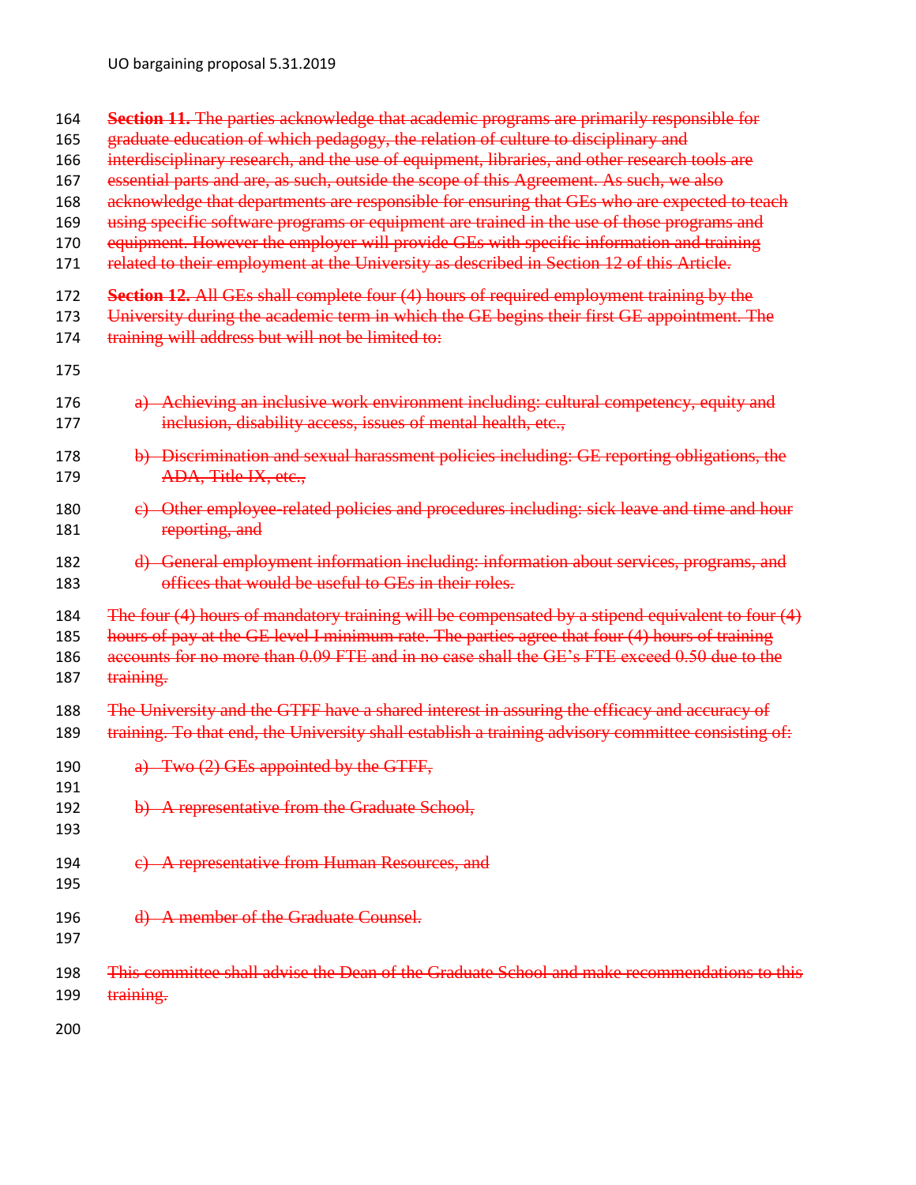~~**Section 11.** The parties acknowledge that academic programs are primarily responsible for graduate education of which pedagogy, the relation of culture to disciplinary and interdisciplinary research, and the use of equipment, libraries, and other research tools are essential parts and are, as such, outside the scope of this Agreement. As such, we also acknowledge that departments are responsible for ensuring that GEs who are expected to teach using specific software programs or equipment are trained in the use of those programs and equipment. However the employer will provide GEs with specific information and training related to their employment at the University as described in Section 12 of this Article.~~

~~**Section 12.** All GEs shall complete four (4) hours of required employment training by the University during the academic term in which the GE begins their first GE appointment. The training will address but will not be limited to:~~

a) ~~Achieving an inclusive work environment including: cultural competency, equity and inclusion, disability access, issues of mental health, etc.,~~

b) ~~Discrimination and sexual harassment policies including: GE reporting obligations, the ADA, Title IX, etc.,~~

c) ~~Other employee-related policies and procedures including: sick leave and time and hour reporting, and~~

d) ~~General employment information including: information about services, programs, and offices that would be useful to GEs in their roles.~~

~~The four (4) hours of mandatory training will be compensated by a stipend equivalent to four (4) hours of pay at the GE level I minimum rate. The parties agree that four (4) hours of training accounts for no more than 0.09 FTE and in no case shall the GE's FTE exceed 0.50 due to the training.~~

~~The University and the GTFF have a shared interest in assuring the efficacy and accuracy of training. To that end, the University shall establish a training advisory committee consisting of:~~

a) ~~Two (2) GEs appointed by the GTFF,~~

b) ~~A representative from the Graduate School,~~

c) ~~A representative from Human Resources, and~~

d) ~~A member of the Graduate Counsel.~~

~~This committee shall advise the Dean of the Graduate School and make recommendations to this training.~~